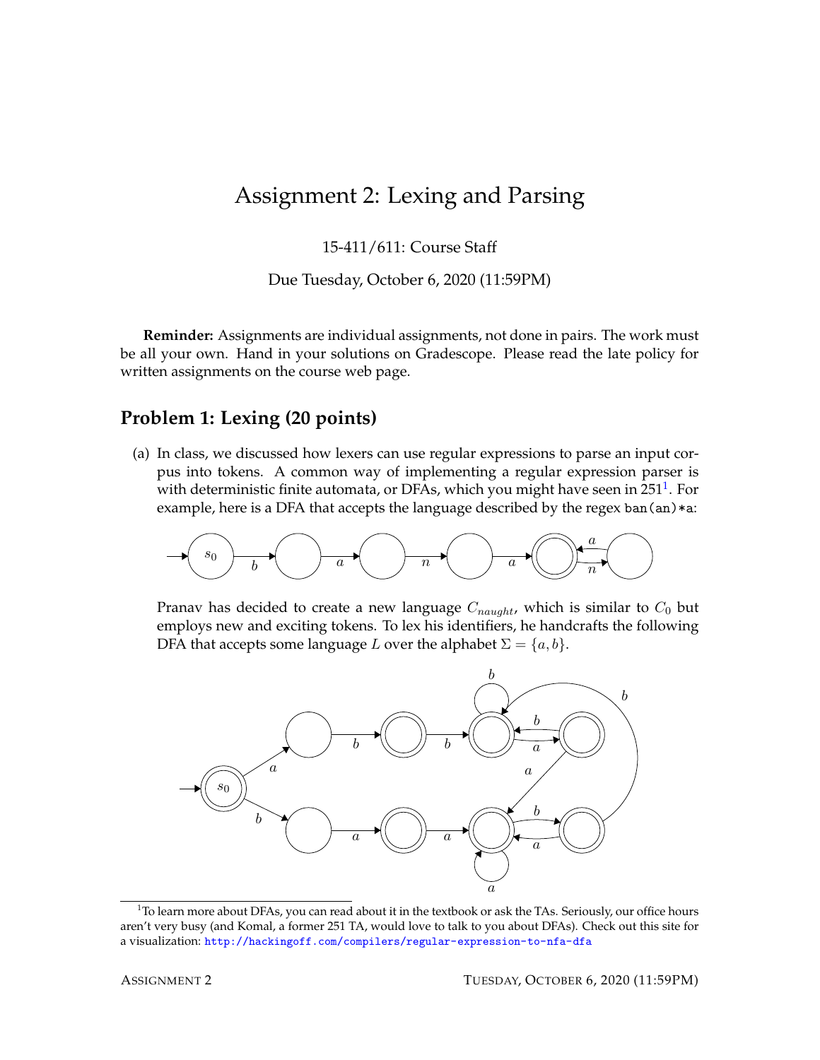# Assignment 2: Lexing and Parsing

15-411/611: Course Staff

Due Tuesday, October 6, 2020 (11:59PM)

**Reminder:** Assignments are individual assignments, not done in pairs. The work must be all your own. Hand in your solutions on Gradescope. Please read the late policy for written assignments on the course web page.

## Problem 1: Lexing (20 points)

(a) In class, we discussed how lexers can use regular expressions to parse an input corpus into tokens. A common way of implementing a regular expression parser is with deterministic finite automata, or DFAs, which you might have seen in 251[1]. For example, here is a DFA that accepts the language described by the regex `ban(an)*a`:

Pranav has decided to create a new language $C_{naught}$, which is similar to $C_0$ but employs new and exciting tokens. To lex his identifiers, he handcrafts the following DFA that accepts some language $L$ over the alphabet $\Sigma = \{a, b\}$.

[1] To learn more about DFAs, you can read about it in the textbook or ask the TAs. Seriously, our office hours aren't very busy (and Komal, a former 251 TA, would love to talk to you about DFAs). Check out this site for a visualization: http://hackingoff.com/compilers/regular-expression-to-nfa-dfa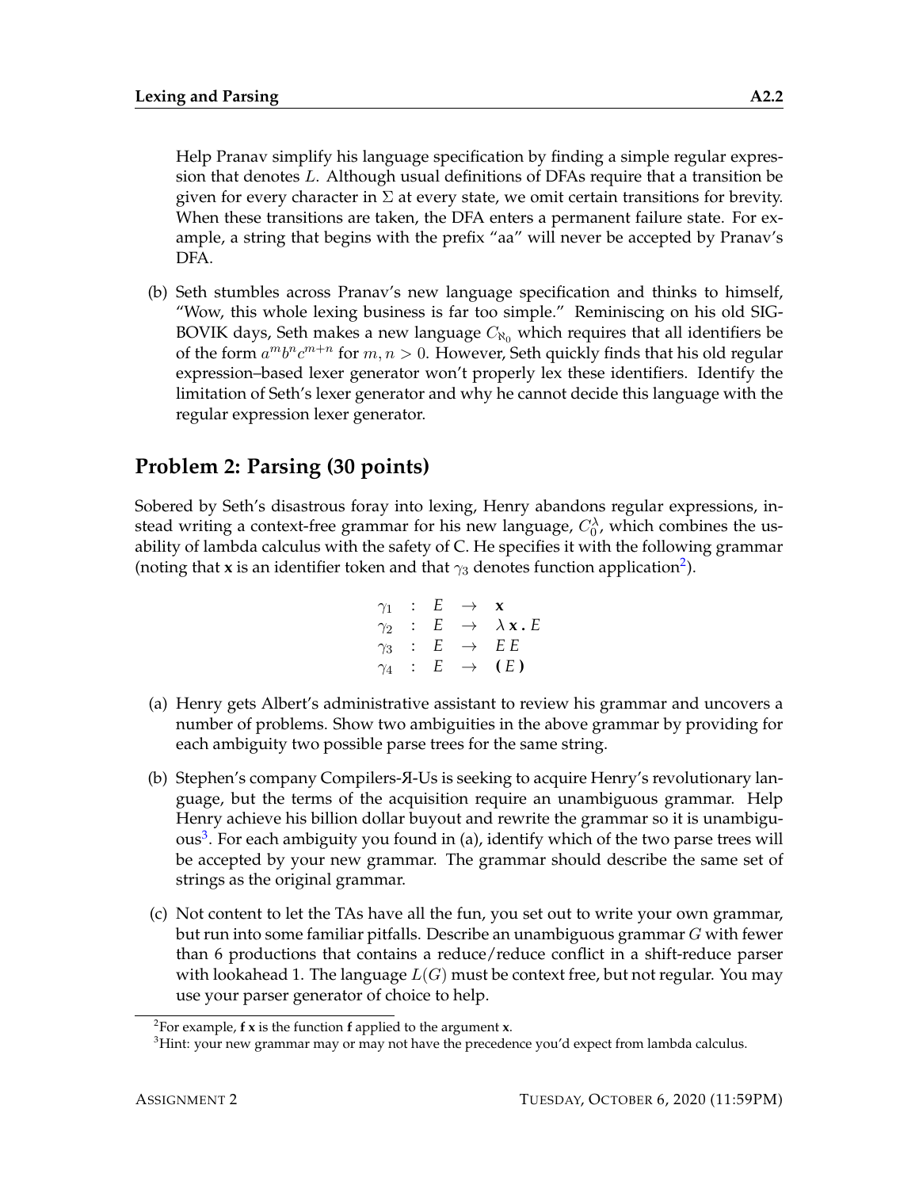Help Pranav simplify his language specification by finding a simple regular expression that denotes $L$. Although usual definitions of DFAs require that a transition be given for every character in $\Sigma$ at every state, we omit certain transitions for brevity. When these transitions are taken, the DFA enters a permanent failure state. For example, a string that begins with the prefix "aa" will never be accepted by Pranav's DFA.

(b) Seth stumbles across Pranav's new language specification and thinks to himself, "Wow, this whole lexing business is far too simple." Reminiscing on his old SIGBOVIK days, Seth makes a new language $C_{\aleph_0}$ which requires that all identifiers be of the form $a^m b^n c^{m+n}$ for $m, n > 0$. However, Seth quickly finds that his old regular expression–based lexer generator won't properly lex these identifiers. Identify the limitation of Seth's lexer generator and why he cannot decide this language with the regular expression lexer generator.

## Problem 2: Parsing (30 points)

Sobered by Seth's disastrous foray into lexing, Henry abandons regular expressions, instead writing a context-free grammar for his new language, $C_0^\lambda$, which combines the usability of lambda calculus with the safety of C. He specifies it with the following grammar (noting that **x** is an identifier token and that $\gamma_3$ denotes function application[2]).

$$
\begin{array}{llll}
\gamma_1 & : & E & \rightarrow \mathbf{x} \\
\gamma_2 & : & E & \rightarrow \lambda\, \mathbf{x}\, \mathbf{.}\, E \\
\gamma_3 & : & E & \rightarrow E\, E \\
\gamma_4 & : & E & \rightarrow \mathbf{(}\, E\, \mathbf{)}
\end{array}
$$

(a) Henry gets Albert's administrative assistant to review his grammar and uncovers a number of problems. Show two ambiguities in the above grammar by providing for each ambiguity two possible parse trees for the same string.

(b) Stephen's company Compilers-Я-Us is seeking to acquire Henry's revolutionary language, but the terms of the acquisition require an unambiguous grammar. Help Henry achieve his billion dollar buyout and rewrite the grammar so it is unambiguous[3]. For each ambiguity you found in (a), identify which of the two parse trees will be accepted by your new grammar. The grammar should describe the same set of strings as the original grammar.

(c) Not content to let the TAs have all the fun, you set out to write your own grammar, but run into some familiar pitfalls. Describe an unambiguous grammar $G$ with fewer than 6 productions that contains a reduce/reduce conflict in a shift-reduce parser with lookahead 1. The language $L(G)$ must be context free, but not regular. You may use your parser generator of choice to help.

[2] For example, **f x** is the function **f** applied to the argument **x**.

[3] Hint: your new grammar may or may not have the precedence you'd expect from lambda calculus.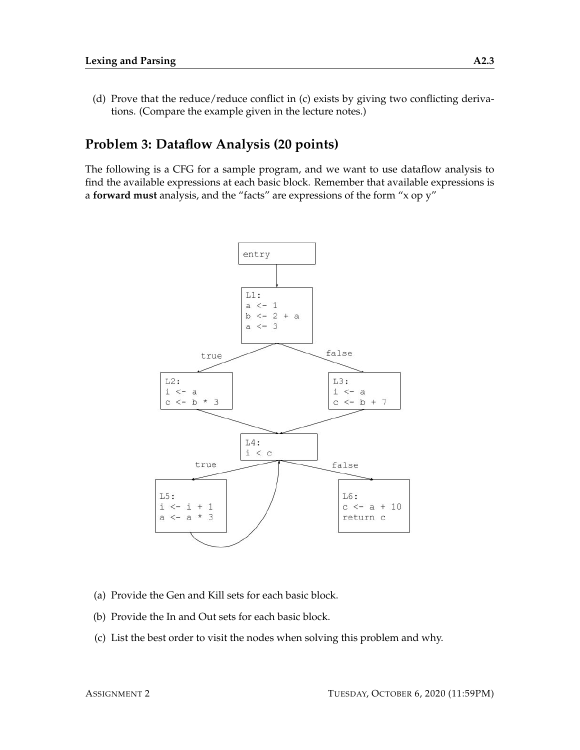(d) Prove that the reduce/reduce conflict in (c) exists by giving two conflicting derivations. (Compare the example given in the lecture notes.)

## Problem 3: Dataflow Analysis (20 points)

The following is a CFG for a sample program, and we want to use dataflow analysis to find the available expressions at each basic block. Remember that available expressions is a **forward must** analysis, and the "facts" are expressions of the form "x op y"

```
entry
```

```
L1:
a <- 1
b <- 2 + a
a <= 3
```

true

false

```
L2:
i <- a
c <- b * 3
```

```
L3:
i <- a
c <- b + 7
```

```
L4:
i < c
```

true

false

```
L5:
i <- i + 1
a <- a * 3
```

```
L6:
c <- a + 10
return c
```

(a) Provide the Gen and Kill sets for each basic block.

(b) Provide the In and Out sets for each basic block.

(c) List the best order to visit the nodes when solving this problem and why.